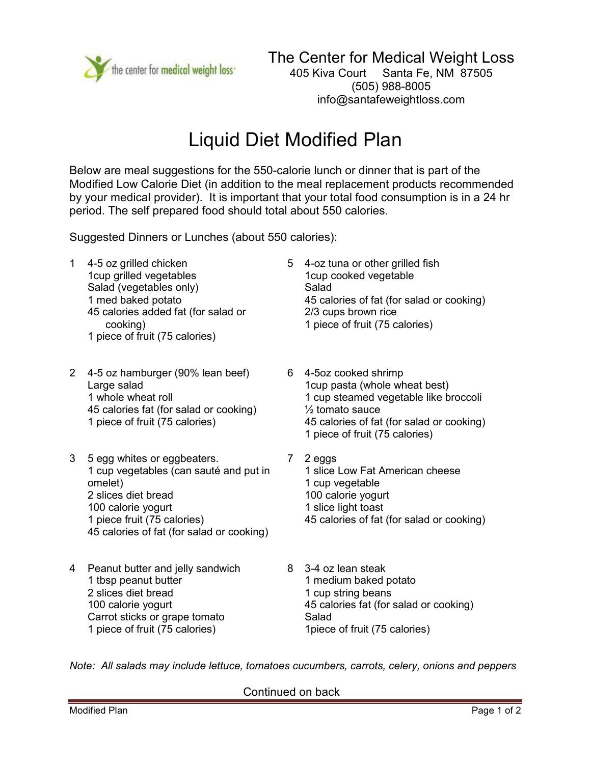The Center for Medical Weight Loss
405 Kiva Court Santa Fe, NM 87505
(505) 988-8005
info@santafeweightloss.com

# Liquid Diet Modified Plan

Below are meal suggestions for the 550-calorie lunch or dinner that is part of the Modified Low Calorie Diet (in addition to the meal replacement products recommended by your medical provider). It is important that your total food consumption is in a 24 hr period. The self prepared food should total about 550 calories.

Suggested Dinners or Lunches (about 550 calories):

1. 4-5 oz grilled chicken
   1cup grilled vegetables
   Salad (vegetables only)
   1 med baked potato
   45 calories added fat (for salad or cooking)
   1 piece of fruit (75 calories)

2. 4-5 oz hamburger (90% lean beef)
   Large salad
   1 whole wheat roll
   45 calories fat (for salad or cooking)
   1 piece of fruit (75 calories)

3. 5 egg whites or eggbeaters.
   1 cup vegetables (can sauté and put in omelet)
   2 slices diet bread
   100 calorie yogurt
   1 piece fruit (75 calories)
   45 calories of fat (for salad or cooking)

4. Peanut butter and jelly sandwich
   1 tbsp peanut butter
   2 slices diet bread
   100 calorie yogurt
   Carrot sticks or grape tomato
   1 piece of fruit (75 calories)

5. 4-oz tuna or other grilled fish
   1cup cooked vegetable
   Salad
   45 calories of fat (for salad or cooking)
   2/3 cups brown rice
   1 piece of fruit (75 calories)

6. 4-5oz cooked shrimp
   1cup pasta (whole wheat best)
   1 cup steamed vegetable like broccoli
   ½ tomato sauce
   45 calories of fat (for salad or cooking)
   1 piece of fruit (75 calories)

7. 2 eggs
   1 slice Low Fat American cheese
   1 cup vegetable
   100 calorie yogurt
   1 slice light toast
   45 calories of fat (for salad or cooking)

8. 3-4 oz lean steak
   1 medium baked potato
   1 cup string beans
   45 calories fat (for salad or cooking)
   Salad
   1piece of fruit (75 calories)

*Note: All salads may include lettuce, tomatoes cucumbers, carrots, celery, onions and peppers*

Continued on back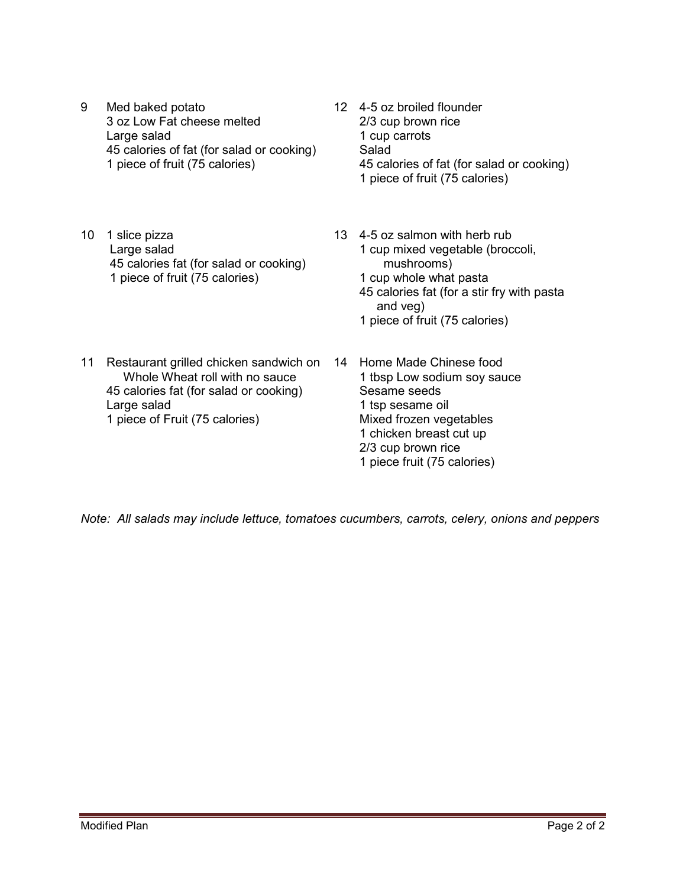9 Med baked potato
3 oz Low Fat cheese melted
Large salad
45 calories of fat (for salad or cooking)
1 piece of fruit (75 calories)

10 1 slice pizza
Large salad
45 calories fat (for salad or cooking)
1 piece of fruit (75 calories)

11 Restaurant grilled chicken sandwich on Whole Wheat roll with no sauce
45 calories fat (for salad or cooking)
Large salad
1 piece of Fruit (75 calories)

12 4-5 oz broiled flounder
2/3 cup brown rice
1 cup carrots
Salad
45 calories of fat (for salad or cooking)
1 piece of fruit (75 calories)

13 4-5 oz salmon with herb rub
1 cup mixed vegetable (broccoli, mushrooms)
1 cup whole what pasta
45 calories fat (for a stir fry with pasta and veg)
1 piece of fruit (75 calories)

14 Home Made Chinese food
1 tbsp Low sodium soy sauce
Sesame seeds
1 tsp sesame oil
Mixed frozen vegetables
1 chicken breast cut up
2/3 cup brown rice
1 piece fruit (75 calories)

*Note: All salads may include lettuce, tomatoes cucumbers, carrots, celery, onions and peppers*